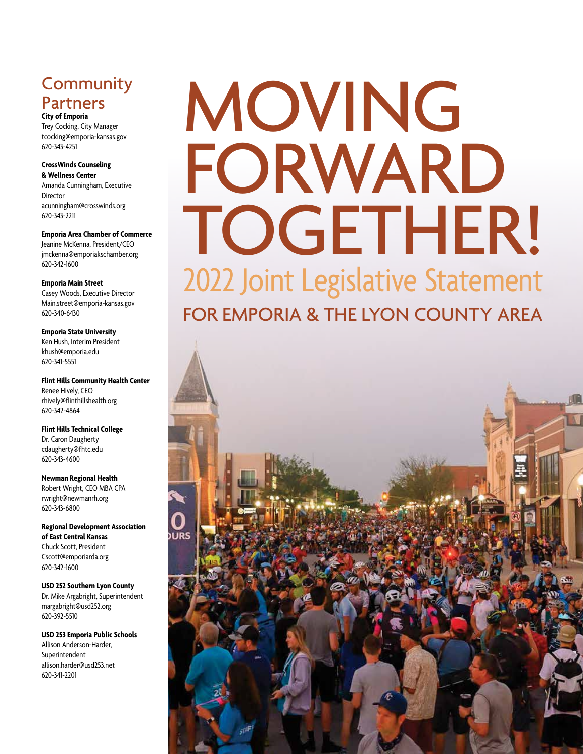# MOVING FORWARD TOGETHER!

## 2022 Joint Legislative Statement

### FOR EMPORIA & THE LYON COUNTY AREA

## Community Partners

**City of Emporia**
Trey Cocking, City Manager
tcocking@emporia-kansas.gov
620-343-4251

**CrossWinds Counseling & Wellness Center**
Amanda Cunningham, Executive Director
acunningham@crosswinds.org
620-343-2211

**Emporia Area Chamber of Commerce**
Jeanine McKenna, President/CEO
jmckenna@emporiakschamber.org
620-342-1600

**Emporia Main Street**
Casey Woods, Executive Director
Main.street@emporia-kansas.gov
620-340-6430

**Emporia State University**
Ken Hush, Interim President
khush@emporia.edu
620-341-5551

**Flint Hills Community Health Center**
Renee Hively, CEO
rhively@flinthillshealth.org
620-342-4864

**Flint Hills Technical College**
Dr. Caron Daugherty
cdaugherty@fhtc.edu
620-343-4600

**Newman Regional Health**
Robert Wright, CEO MBA CPA
rwright@newmanrh.org
620-343-6800

**Regional Development Association of East Central Kansas**
Chuck Scott, President
Cscott@emporiarda.org
620-342-1600

**USD 252 Southern Lyon County**
Dr. Mike Argabright, Superintendent
margabright@usd252.org
620-392-5510

**USD 253 Emporia Public Schools**
Allison Anderson-Harder, Superintendent
allison.harder@usd253.net
620-341-2201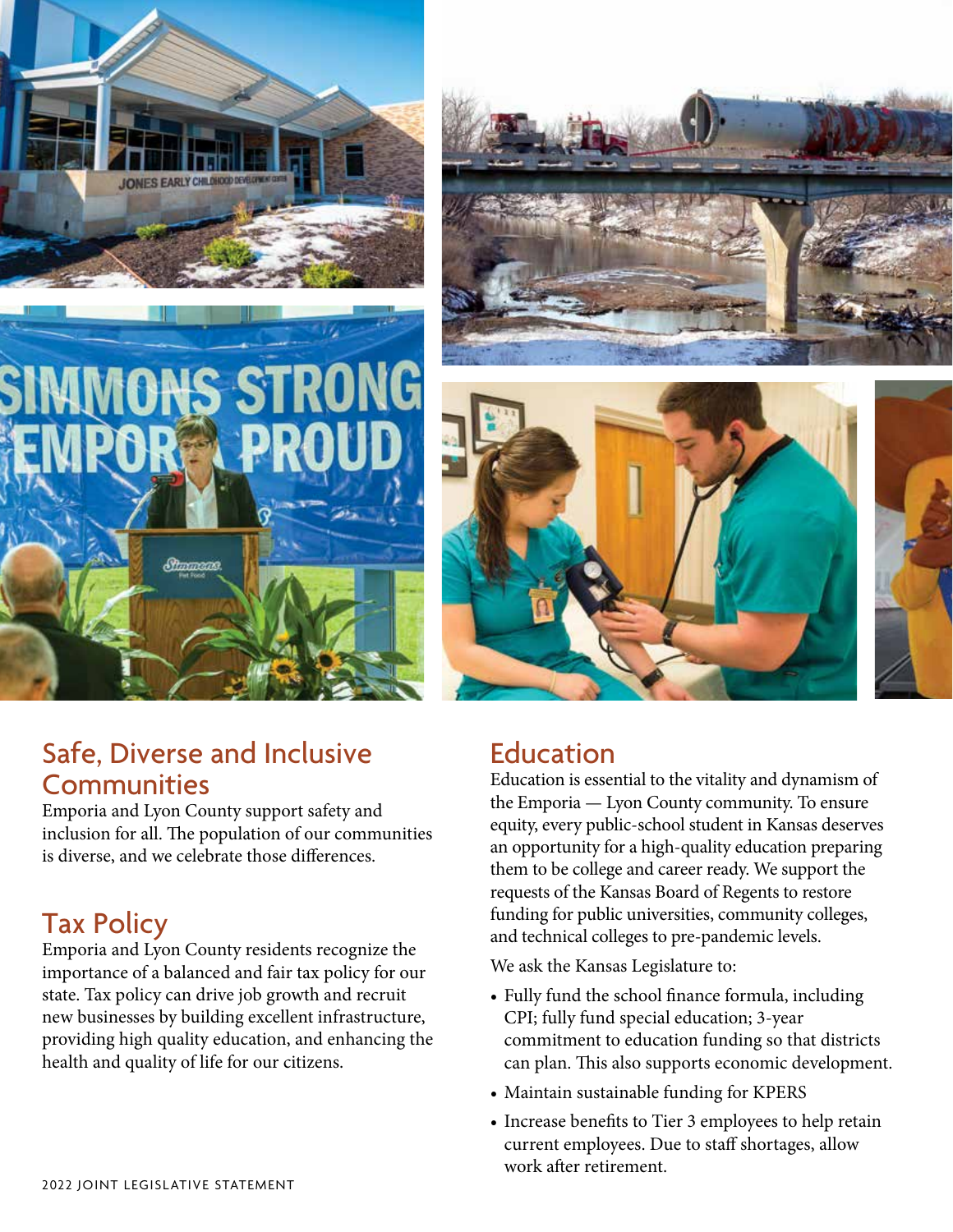## Safe, Diverse and Inclusive Communities

Emporia and Lyon County support safety and inclusion for all. The population of our communities is diverse, and we celebrate those differences.

## Tax Policy

Emporia and Lyon County residents recognize the importance of a balanced and fair tax policy for our state. Tax policy can drive job growth and recruit new businesses by building excellent infrastructure, providing high quality education, and enhancing the health and quality of life for our citizens.

## Education

Education is essential to the vitality and dynamism of the Emporia — Lyon County community. To ensure equity, every public-school student in Kansas deserves an opportunity for a high-quality education preparing them to be college and career ready. We support the requests of the Kansas Board of Regents to restore funding for public universities, community colleges, and technical colleges to pre-pandemic levels.

We ask the Kansas Legislature to:

- Fully fund the school finance formula, including CPI; fully fund special education; 3-year commitment to education funding so that districts can plan. This also supports economic development.
- Maintain sustainable funding for KPERS
- Increase benefits to Tier 3 employees to help retain current employees. Due to staff shortages, allow work after retirement.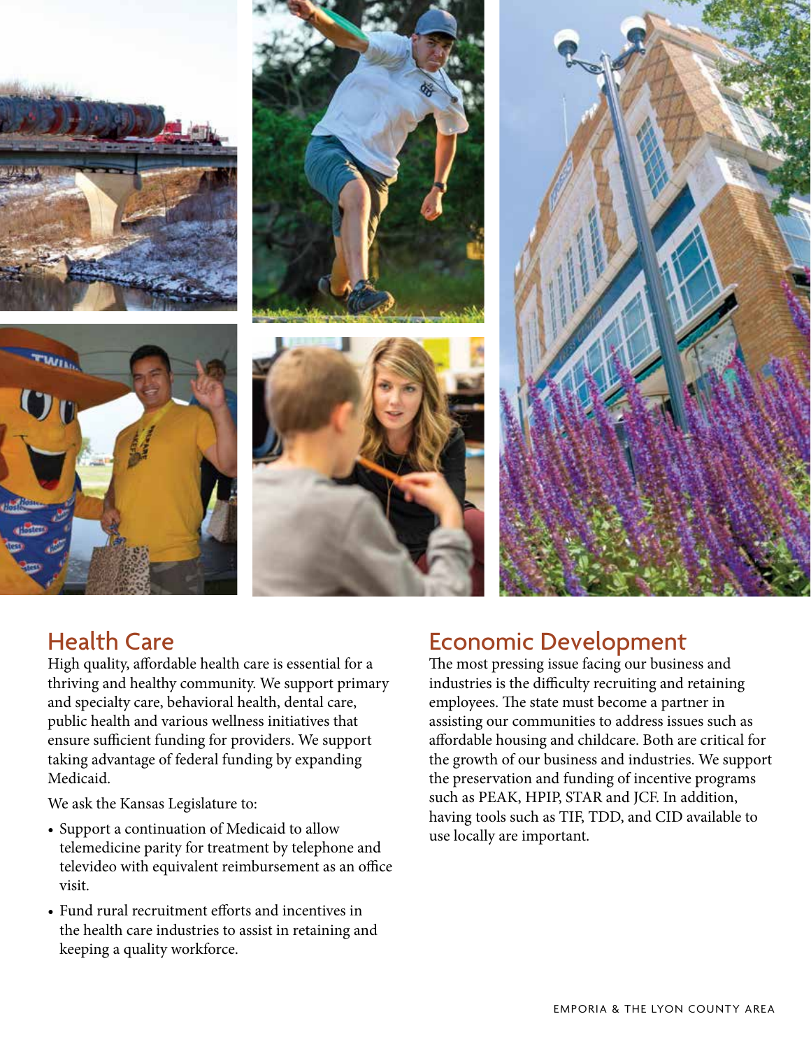## Health Care

High quality, affordable health care is essential for a thriving and healthy community. We support primary and specialty care, behavioral health, dental care, public health and various wellness initiatives that ensure sufficient funding for providers. We support taking advantage of federal funding by expanding Medicaid.

We ask the Kansas Legislature to:

- Support a continuation of Medicaid to allow telemedicine parity for treatment by telephone and televideo with equivalent reimbursement as an office visit.
- Fund rural recruitment efforts and incentives in the health care industries to assist in retaining and keeping a quality workforce.

## Economic Development

The most pressing issue facing our business and industries is the difficulty recruiting and retaining employees. The state must become a partner in assisting our communities to address issues such as affordable housing and childcare. Both are critical for the growth of our business and industries. We support the preservation and funding of incentive programs such as PEAK, HPIP, STAR and JCF. In addition, having tools such as TIF, TDD, and CID available to use locally are important.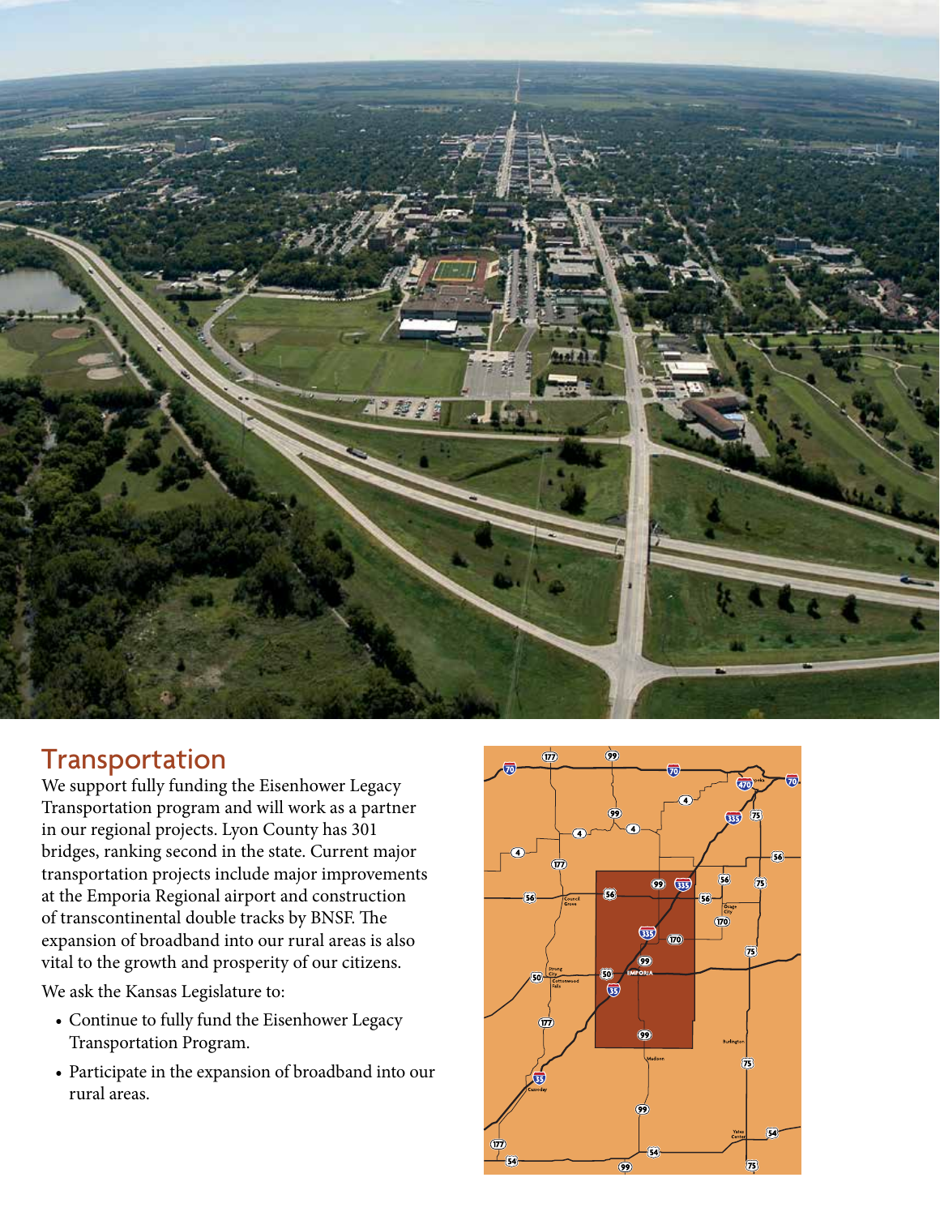## Transportation

We support fully funding the Eisenhower Legacy Transportation program and will work as a partner in our regional projects. Lyon County has 301 bridges, ranking second in the state. Current major transportation projects include major improvements at the Emporia Regional airport and construction of transcontinental double tracks by BNSF. The expansion of broadband into our rural areas is also vital to the growth and prosperity of our citizens.

We ask the Kansas Legislature to:

- Continue to fully fund the Eisenhower Legacy Transportation Program.
- Participate in the expansion of broadband into our rural areas.